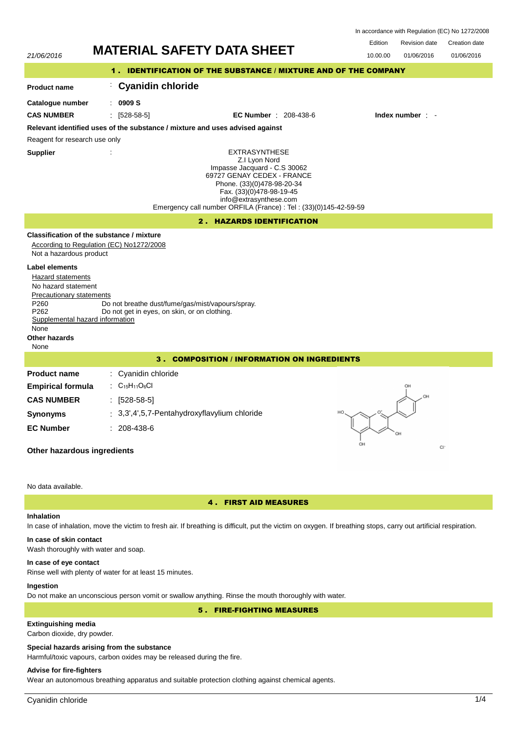In accordance with Regulation (EC) No 1272/2008

21/06/2016

# MATERIAL SAFETY DATA SHEET

| Edition | Revision date | Creation date |
|---|---|---|
| 10.00.00 | 01/06/2016 | 01/06/2016 |

## 1 . IDENTIFICATION OF THE SUBSTANCE / MIXTURE AND OF THE COMPANY

**Product name** : **Cyanidin chloride**

**Catalogue number** : **0909 S**

**CAS NUMBER** : [528-58-5] **EC Number** : 208-438-6 **Index number** : -

**Relevant identified uses of the substance / mixture and uses advised against**

Reagent for research use only

**Supplier** :

EXTRASYNTHESE
Z.I Lyon Nord
Impasse Jacquard - C.S 30062
69727 GENAY CEDEX - FRANCE
Phone. (33)(0)478-98-20-34
Fax. (33)(0)478-98-19-45
info@extrasynthese.com
Emergency call number ORFILA (France) : Tel : (33)(0)145-42-59-59

## 2 . HAZARDS IDENTIFICATION

**Classification of the substance / mixture**

According to Regulation (EC) No1272/2008

Not a hazardous product

**Label elements**

Hazard statements

No hazard statement

Precautionary statements

P260 Do not breathe dust/fume/gas/mist/vapours/spray.
P262 Do not get in eyes, on skin, or on clothing.

Supplemental hazard information

None

**Other hazards**

None

## 3 . COMPOSITION / INFORMATION ON INGREDIENTS

**Product name** : Cyanidin chloride

**Empirical formula** : $C_{15}H_{11}O_6Cl$

**CAS NUMBER** : [528-58-5]

**Synonyms** : 3,3',4',5,7-Pentahydroxyflavylium chloride

**EC Number** : 208-438-6

**Other hazardous ingredients**

No data available.

## 4 . FIRST AID MEASURES

**Inhalation**

In case of inhalation, move the victim to fresh air. If breathing is difficult, put the victim on oxygen. If breathing stops, carry out artificial respiration.

**In case of skin contact**

Wash thoroughly with water and soap.

**In case of eye contact**

Rinse well with plenty of water for at least 15 minutes.

**Ingestion**

Do not make an unconscious person vomit or swallow anything. Rinse the mouth thoroughly with water.

## 5 . FIRE-FIGHTING MEASURES

**Extinguishing media**

Carbon dioxide, dry powder.

**Special hazards arising from the substance**

Harmful/toxic vapours, carbon oxides may be released during the fire.

**Advise for fire-fighters**

Wear an autonomous breathing apparatus and suitable protection clothing against chemical agents.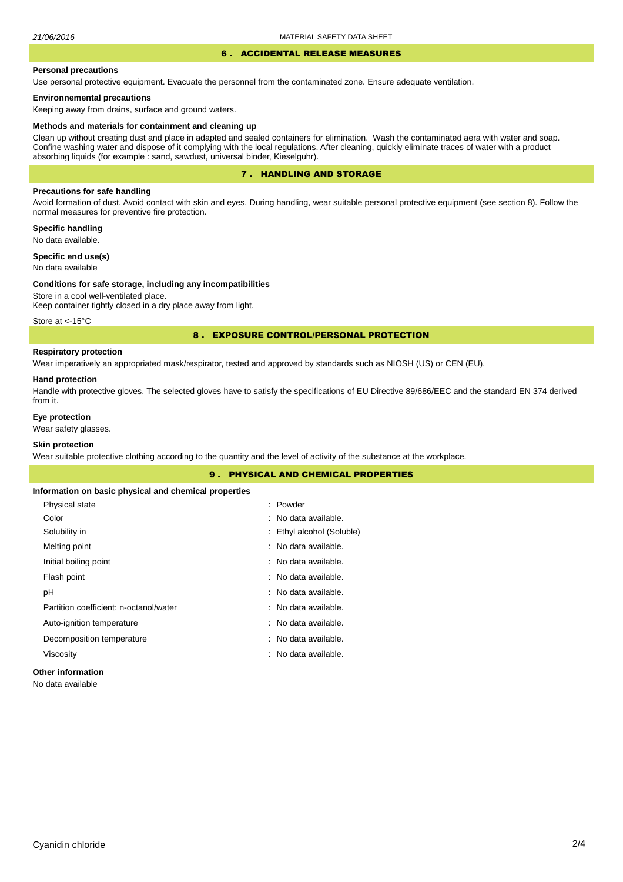## 6 . ACCIDENTAL RELEASE MEASURES

### Personal precautions

Use personal protective equipment. Evacuate the personnel from the contaminated zone. Ensure adequate ventilation.

### Environnemental precautions

Keeping away from drains, surface and ground waters.

### Methods and materials for containment and cleaning up

Clean up without creating dust and place in adapted and sealed containers for elimination. Wash the contaminated aera with water and soap. Confine washing water and dispose of it complying with the local regulations. After cleaning, quickly eliminate traces of water with a product absorbing liquids (for example : sand, sawdust, universal binder, Kieselguhr).

## 7 . HANDLING AND STORAGE

### Precautions for safe handling

Avoid formation of dust. Avoid contact with skin and eyes. During handling, wear suitable personal protective equipment (see section 8). Follow the normal measures for preventive fire protection.

### Specific handling

No data available.

### Specific end use(s)

No data available

### Conditions for safe storage, including any incompatibilities

Store in a cool well-ventilated place.
Keep container tightly closed in a dry place away from light.

Store at <-15°C

## 8 . EXPOSURE CONTROL/PERSONAL PROTECTION

### Respiratory protection

Wear imperatively an appropriated mask/respirator, tested and approved by standards such as NIOSH (US) or CEN (EU).

### Hand protection

Handle with protective gloves. The selected gloves have to satisfy the specifications of EU Directive 89/686/EEC and the standard EN 374 derived from it.

### Eye protection

Wear safety glasses.

### Skin protection

Wear suitable protective clothing according to the quantity and the level of activity of the substance at the workplace.

## 9 . PHYSICAL AND CHEMICAL PROPERTIES

### Information on basic physical and chemical properties

| | |
|---|---|
| Physical state | : Powder |
| Color | : No data available. |
| Solubility in | : Ethyl alcohol (Soluble) |
| Melting point | : No data available. |
| Initial boiling point | : No data available. |
| Flash point | : No data available. |
| pH | : No data available. |
| Partition coefficient: n-octanol/water | : No data available. |
| Auto-ignition temperature | : No data available. |
| Decomposition temperature | : No data available. |
| Viscosity | : No data available. |

### Other information

No data available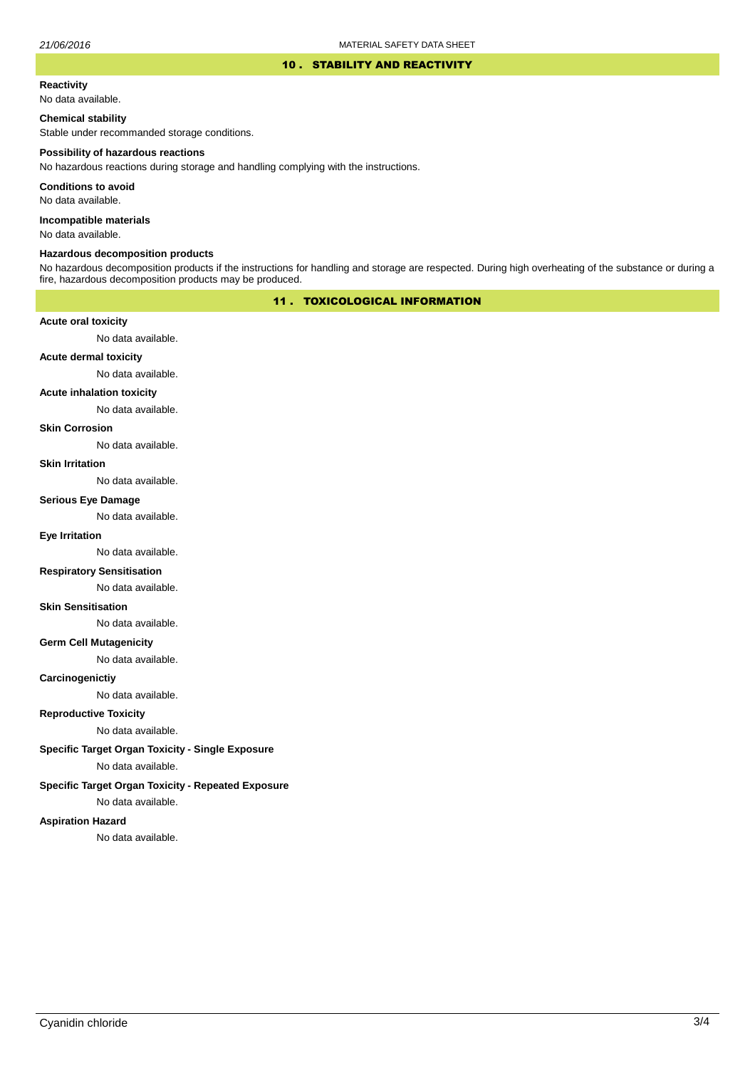## 10 . STABILITY AND REACTIVITY

**Reactivity**

No data available.

**Chemical stability**

Stable under recommanded storage conditions.

**Possibility of hazardous reactions**

No hazardous reactions during storage and handling complying with the instructions.

**Conditions to avoid**

No data available.

**Incompatible materials**

No data available.

**Hazardous decomposition products**

No hazardous decomposition products if the instructions for handling and storage are respected. During high overheating of the substance or during a fire, hazardous decomposition products may be produced.

## 11 . TOXICOLOGICAL INFORMATION

**Acute oral toxicity**

No data available.

**Acute dermal toxicity**

No data available.

**Acute inhalation toxicity**

No data available.

**Skin Corrosion**

No data available.

**Skin Irritation**

No data available.

**Serious Eye Damage**

No data available.

**Eye Irritation**

No data available.

**Respiratory Sensitisation**

No data available.

**Skin Sensitisation**

No data available.

**Germ Cell Mutagenicity**

No data available.

**Carcinogenictiy**

No data available.

**Reproductive Toxicity**

No data available.

**Specific Target Organ Toxicity - Single Exposure**

No data available.

**Specific Target Organ Toxicity - Repeated Exposure**

No data available.

**Aspiration Hazard**

No data available.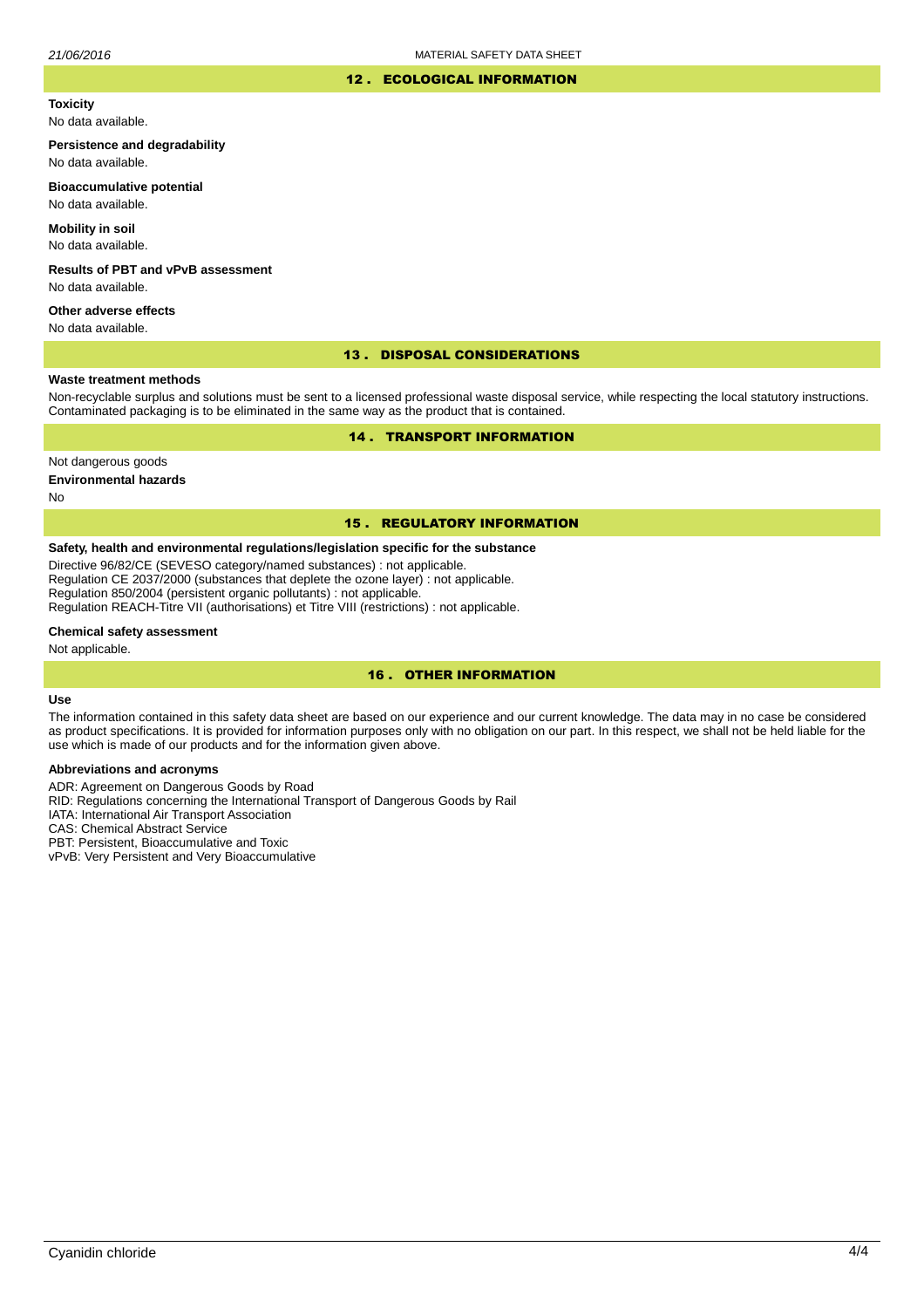## 12 . ECOLOGICAL INFORMATION

**Toxicity**

No data available.

**Persistence and degradability**

No data available.

**Bioaccumulative potential**

No data available.

**Mobility in soil**

No data available.

**Results of PBT and vPvB assessment**

No data available.

**Other adverse effects**

No data available.

## 13 . DISPOSAL CONSIDERATIONS

**Waste treatment methods**

Non-recyclable surplus and solutions must be sent to a licensed professional waste disposal service, while respecting the local statutory instructions. Contaminated packaging is to be eliminated in the same way as the product that is contained.

## 14 . TRANSPORT INFORMATION

Not dangerous goods

**Environmental hazards**

No

## 15 . REGULATORY INFORMATION

**Safety, health and environmental regulations/legislation specific for the substance**

Directive 96/82/CE (SEVESO category/named substances) : not applicable.
Regulation CE 2037/2000 (substances that deplete the ozone layer) : not applicable.
Regulation 850/2004 (persistent organic pollutants) : not applicable.
Regulation REACH-Titre VII (authorisations) et Titre VIII (restrictions) : not applicable.

**Chemical safety assessment**

Not applicable.

## 16 . OTHER INFORMATION

**Use**

The information contained in this safety data sheet are based on our experience and our current knowledge. The data may in no case be considered as product specifications. It is provided for information purposes only with no obligation on our part. In this respect, we shall not be held liable for the use which is made of our products and for the information given above.

**Abbreviations and acronyms**

ADR: Agreement on Dangerous Goods by Road
RID: Regulations concerning the International Transport of Dangerous Goods by Rail
IATA: International Air Transport Association
CAS: Chemical Abstract Service
PBT: Persistent, Bioaccumulative and Toxic
vPvB: Very Persistent and Very Bioaccumulative